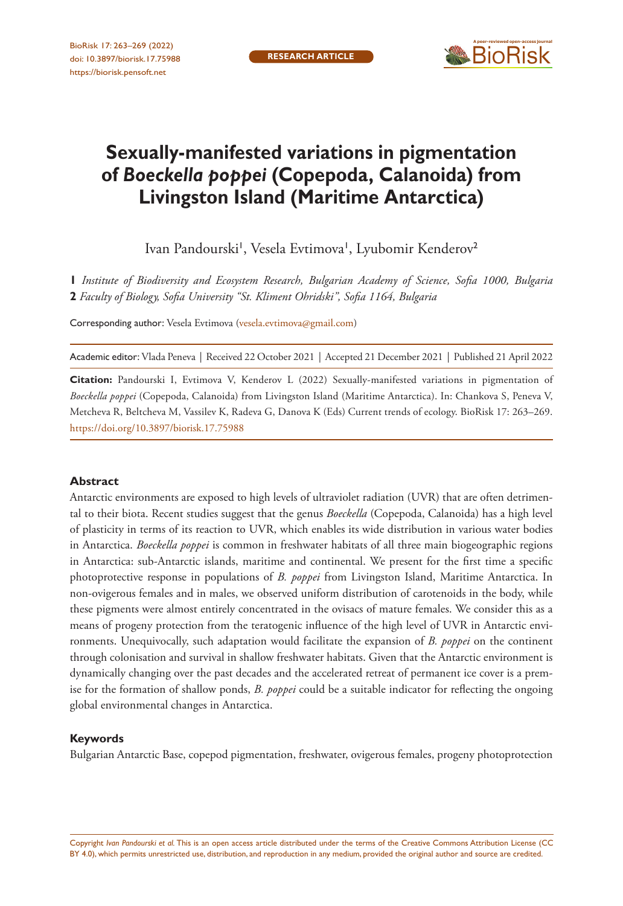# Sexually-manifested variations in pigmentation of *Boeckella poppei* (Copepoda, Calanoida) from Livingston Island (Maritime Antarctica)

Ivan Pandourski[1], Vesela Evtimova[1], Lyubomir Kenderov[2]

**1** *Institute of Biodiversity and Ecosystem Research, Bulgarian Academy of Science, Sofia 1000, Bulgaria*
**2** *Faculty of Biology, Sofia University "St. Kliment Ohridski", Sofia 1164, Bulgaria*

Corresponding author: Vesela Evtimova (vesela.evtimova@gmail.com)

Academic editor: Vlada Peneva | Received 22 October 2021 | Accepted 21 December 2021 | Published 21 April 2022

**Citation:** Pandourski I, Evtimova V, Kenderov L (2022) Sexually-manifested variations in pigmentation of *Boeckella poppei* (Copepoda, Calanoida) from Livingston Island (Maritime Antarctica). In: Chankova S, Peneva V, Metcheva R, Beltcheva M, Vassilev K, Radeva G, Danova K (Eds) Current trends of ecology. BioRisk 17: 263–269. https://doi.org/10.3897/biorisk.17.75988

## Abstract

Antarctic environments are exposed to high levels of ultraviolet radiation (UVR) that are often detrimental to their biota. Recent studies suggest that the genus *Boeckella* (Copepoda, Calanoida) has a high level of plasticity in terms of its reaction to UVR, which enables its wide distribution in various water bodies in Antarctica. *Boeckella poppei* is common in freshwater habitats of all three main biogeographic regions in Antarctica: sub-Antarctic islands, maritime and continental. We present for the first time a specific photoprotective response in populations of *B. poppei* from Livingston Island, Maritime Antarctica. In non-ovigerous females and in males, we observed uniform distribution of carotenoids in the body, while these pigments were almost entirely concentrated in the ovisacs of mature females. We consider this as a means of progeny protection from the teratogenic influence of the high level of UVR in Antarctic environments. Unequivocally, such adaptation would facilitate the expansion of *B. poppei* on the continent through colonisation and survival in shallow freshwater habitats. Given that the Antarctic environment is dynamically changing over the past decades and the accelerated retreat of permanent ice cover is a premise for the formation of shallow ponds, *B. poppei* could be a suitable indicator for reflecting the ongoing global environmental changes in Antarctica.

## Keywords

Bulgarian Antarctic Base, copepod pigmentation, freshwater, ovigerous females, progeny photoprotection

Copyright *Ivan Pandourski et al.* This is an open access article distributed under the terms of the Creative Commons Attribution License (CC BY 4.0), which permits unrestricted use, distribution, and reproduction in any medium, provided the original author and source are credited.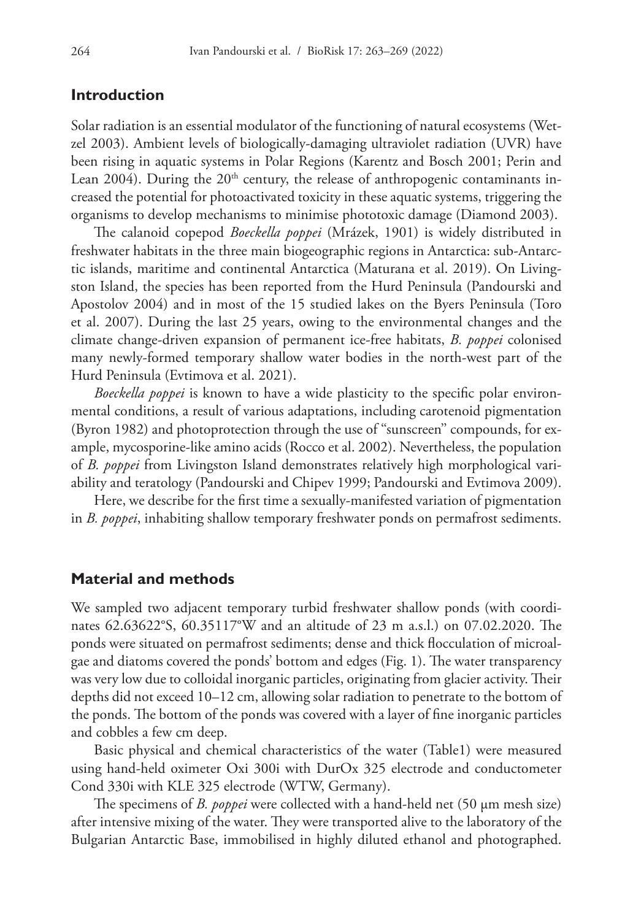## Introduction

Solar radiation is an essential modulator of the functioning of natural ecosystems (Wetzel 2003). Ambient levels of biologically-damaging ultraviolet radiation (UVR) have been rising in aquatic systems in Polar Regions (Karentz and Bosch 2001; Perin and Lean 2004). During the 20th century, the release of anthropogenic contaminants increased the potential for photoactivated toxicity in these aquatic systems, triggering the organisms to develop mechanisms to minimise phototoxic damage (Diamond 2003).

The calanoid copepod *Boeckella poppei* (Mrázek, 1901) is widely distributed in freshwater habitats in the three main biogeographic regions in Antarctica: sub-Antarctic islands, maritime and continental Antarctica (Maturana et al. 2019). On Livingston Island, the species has been reported from the Hurd Peninsula (Pandourski and Apostolov 2004) and in most of the 15 studied lakes on the Byers Peninsula (Toro et al. 2007). During the last 25 years, owing to the environmental changes and the climate change-driven expansion of permanent ice-free habitats, *B. poppei* colonised many newly-formed temporary shallow water bodies in the north-west part of the Hurd Peninsula (Evtimova et al. 2021).

*Boeckella poppei* is known to have a wide plasticity to the specific polar environmental conditions, a result of various adaptations, including carotenoid pigmentation (Byron 1982) and photoprotection through the use of "sunscreen" compounds, for example, mycosporine-like amino acids (Rocco et al. 2002). Nevertheless, the population of *B. poppei* from Livingston Island demonstrates relatively high morphological variability and teratology (Pandourski and Chipev 1999; Pandourski and Evtimova 2009).

Here, we describe for the first time a sexually-manifested variation of pigmentation in *B. poppei*, inhabiting shallow temporary freshwater ponds on permafrost sediments.

## Material and methods

We sampled two adjacent temporary turbid freshwater shallow ponds (with coordinates 62.63622°S, 60.35117°W and an altitude of 23 m a.s.l.) on 07.02.2020. The ponds were situated on permafrost sediments; dense and thick flocculation of microalgae and diatoms covered the ponds' bottom and edges (Fig. 1). The water transparency was very low due to colloidal inorganic particles, originating from glacier activity. Their depths did not exceed 10–12 cm, allowing solar radiation to penetrate to the bottom of the ponds. The bottom of the ponds was covered with a layer of fine inorganic particles and cobbles a few cm deep.

Basic physical and chemical characteristics of the water (Table1) were measured using hand-held oximeter Oxi 300i with DurOx 325 electrode and conductometer Cond 330i with KLE 325 electrode (WTW, Germany).

The specimens of *B. poppei* were collected with a hand-held net (50 μm mesh size) after intensive mixing of the water. They were transported alive to the laboratory of the Bulgarian Antarctic Base, immobilised in highly diluted ethanol and photographed.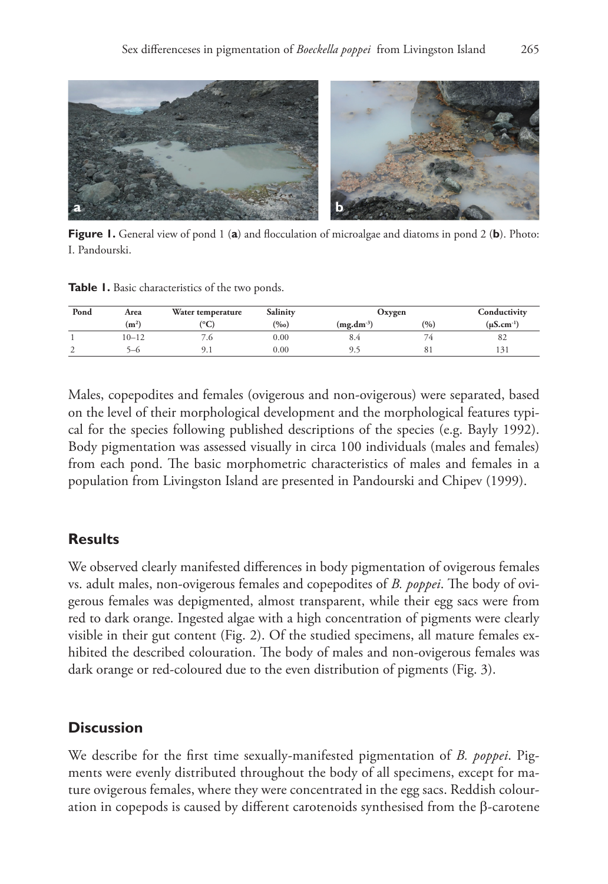**Figure 1.** General view of pond 1 (**a**) and flocculation of microalgae and diatoms in pond 2 (**b**). Photo: I. Pandourski.

**Table 1.** Basic characteristics of the two ponds.

| Pond | Area | Water temperature | Salinity | Oxygen | | Conductivity |
|---|---|---|---|---|---|---|
| | ($m^2$) | (°C) | (‰) | ($mg.dm^{-3}$) | (%) | ($\mu S.cm^{-1}$) |
| 1 | 10–12 | 7.6 | 0.00 | 8.4 | 74 | 82 |
| 2 | 5–6 | 9.1 | 0.00 | 9.5 | 81 | 131 |

Males, copepodites and females (ovigerous and non-ovigerous) were separated, based on the level of their morphological development and the morphological features typical for the species following published descriptions of the species (e.g. Bayly 1992). Body pigmentation was assessed visually in circa 100 individuals (males and females) from each pond. The basic morphometric characteristics of males and females in a population from Livingston Island are presented in Pandourski and Chipev (1999).

## Results

We observed clearly manifested differences in body pigmentation of ovigerous females vs. adult males, non-ovigerous females and copepodites of *B. poppei*. The body of ovigerous females was depigmented, almost transparent, while their egg sacs were from red to dark orange. Ingested algae with a high concentration of pigments were clearly visible in their gut content (Fig. 2). Of the studied specimens, all mature females exhibited the described colouration. The body of males and non-ovigerous females was dark orange or red-coloured due to the even distribution of pigments (Fig. 3).

## Discussion

We describe for the first time sexually-manifested pigmentation of *B. poppei*. Pigments were evenly distributed throughout the body of all specimens, except for mature ovigerous females, where they were concentrated in the egg sacs. Reddish colouration in copepods is caused by different carotenoids synthesised from the β-carotene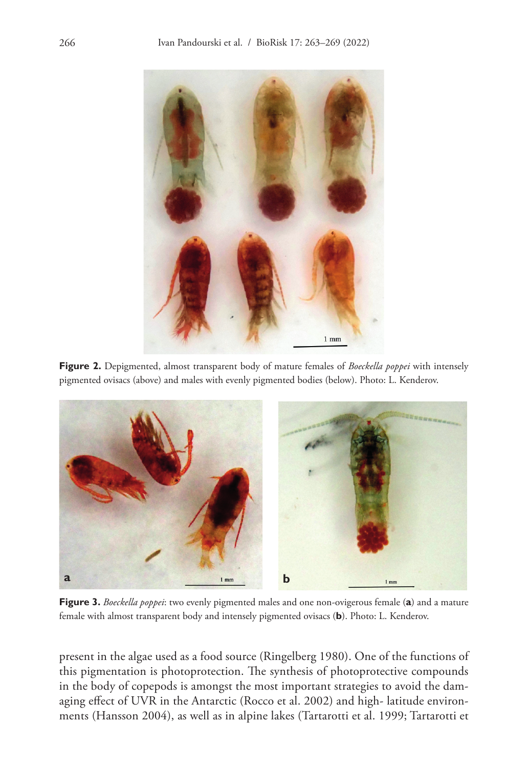**Figure 2.** Depigmented, almost transparent body of mature females of *Boeckella poppei* with intensely pigmented ovisacs (above) and males with evenly pigmented bodies (below). Photo: L. Kenderov.

**Figure 3.** *Boeckella poppei*: two evenly pigmented males and one non-ovigerous female (**a**) and a mature female with almost transparent body and intensely pigmented ovisacs (**b**). Photo: L. Kenderov.

present in the algae used as a food source (Ringelberg 1980). One of the functions of this pigmentation is photoprotection. The synthesis of photoprotective compounds in the body of copepods is amongst the most important strategies to avoid the damaging effect of UVR in the Antarctic (Rocco et al. 2002) and high- latitude environments (Hansson 2004), as well as in alpine lakes (Tartarotti et al. 1999; Tartarotti et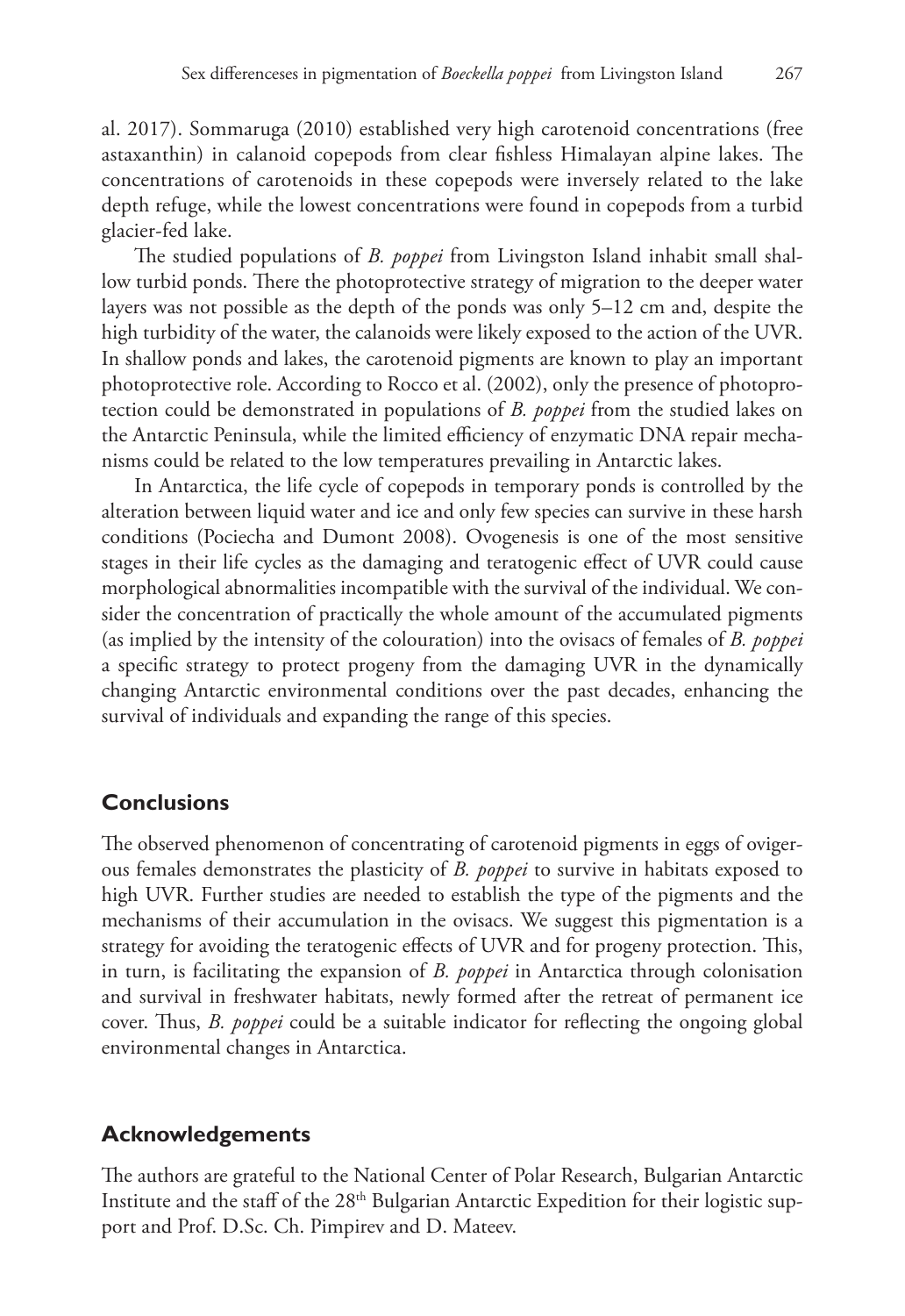al. 2017). Sommaruga (2010) established very high carotenoid concentrations (free astaxanthin) in calanoid copepods from clear fishless Himalayan alpine lakes. The concentrations of carotenoids in these copepods were inversely related to the lake depth refuge, while the lowest concentrations were found in copepods from a turbid glacier-fed lake.

The studied populations of *B. poppei* from Livingston Island inhabit small shallow turbid ponds. There the photoprotective strategy of migration to the deeper water layers was not possible as the depth of the ponds was only 5–12 cm and, despite the high turbidity of the water, the calanoids were likely exposed to the action of the UVR. In shallow ponds and lakes, the carotenoid pigments are known to play an important photoprotective role. According to Rocco et al. (2002), only the presence of photoprotection could be demonstrated in populations of *B. poppei* from the studied lakes on the Antarctic Peninsula, while the limited efficiency of enzymatic DNA repair mechanisms could be related to the low temperatures prevailing in Antarctic lakes.

In Antarctica, the life cycle of copepods in temporary ponds is controlled by the alteration between liquid water and ice and only few species can survive in these harsh conditions (Pociecha and Dumont 2008). Ovogenesis is one of the most sensitive stages in their life cycles as the damaging and teratogenic effect of UVR could cause morphological abnormalities incompatible with the survival of the individual. We consider the concentration of practically the whole amount of the accumulated pigments (as implied by the intensity of the colouration) into the ovisacs of females of *B. poppei* a specific strategy to protect progeny from the damaging UVR in the dynamically changing Antarctic environmental conditions over the past decades, enhancing the survival of individuals and expanding the range of this species.

## Conclusions

The observed phenomenon of concentrating of carotenoid pigments in eggs of ovigerous females demonstrates the plasticity of *B. poppei* to survive in habitats exposed to high UVR. Further studies are needed to establish the type of the pigments and the mechanisms of their accumulation in the ovisacs. We suggest this pigmentation is a strategy for avoiding the teratogenic effects of UVR and for progeny protection. This, in turn, is facilitating the expansion of *B. poppei* in Antarctica through colonisation and survival in freshwater habitats, newly formed after the retreat of permanent ice cover. Thus, *B. poppei* could be a suitable indicator for reflecting the ongoing global environmental changes in Antarctica.

## Acknowledgements

The authors are grateful to the National Center of Polar Research, Bulgarian Antarctic Institute and the staff of the 28$^{th}$ Bulgarian Antarctic Expedition for their logistic support and Prof. D.Sc. Ch. Pimpirev and D. Mateev.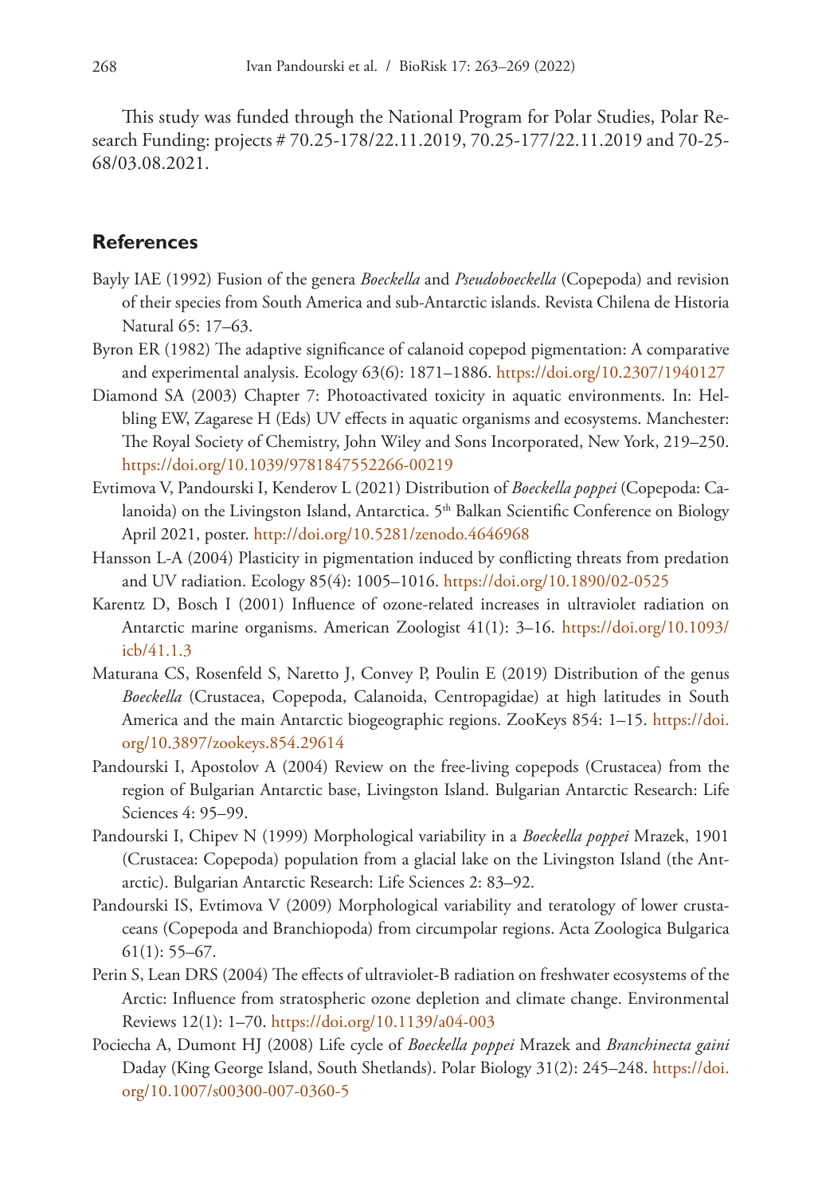This study was funded through the National Program for Polar Studies, Polar Research Funding: projects # 70.25-178/22.11.2019, 70.25-177/22.11.2019 and 70-25-68/03.08.2021.

## References

Bayly IAE (1992) Fusion of the genera *Boeckella* and *Pseudoboeckella* (Copepoda) and revision of their species from South America and sub-Antarctic islands. Revista Chilena de Historia Natural 65: 17–63.

Byron ER (1982) The adaptive significance of calanoid copepod pigmentation: A comparative and experimental analysis. Ecology 63(6): 1871–1886. https://doi.org/10.2307/1940127

Diamond SA (2003) Chapter 7: Photoactivated toxicity in aquatic environments. In: Helbling EW, Zagarese H (Eds) UV effects in aquatic organisms and ecosystems. Manchester: The Royal Society of Chemistry, John Wiley and Sons Incorporated, New York, 219–250. https://doi.org/10.1039/9781847552266-00219

Evtimova V, Pandourski I, Kenderov L (2021) Distribution of *Boeckella poppei* (Copepoda: Calanoida) on the Livingston Island, Antarctica. 5th Balkan Scientific Conference on Biology April 2021, poster. http://doi.org/10.5281/zenodo.4646968

Hansson L-A (2004) Plasticity in pigmentation induced by conflicting threats from predation and UV radiation. Ecology 85(4): 1005–1016. https://doi.org/10.1890/02-0525

Karentz D, Bosch I (2001) Influence of ozone-related increases in ultraviolet radiation on Antarctic marine organisms. American Zoologist 41(1): 3–16. https://doi.org/10.1093/icb/41.1.3

Maturana CS, Rosenfeld S, Naretto J, Convey P, Poulin E (2019) Distribution of the genus *Boeckella* (Crustacea, Copepoda, Calanoida, Centropagidae) at high latitudes in South America and the main Antarctic biogeographic regions. ZooKeys 854: 1–15. https://doi.org/10.3897/zookeys.854.29614

Pandourski I, Apostolov A (2004) Review on the free-living copepods (Crustacea) from the region of Bulgarian Antarctic base, Livingston Island. Bulgarian Antarctic Research: Life Sciences 4: 95–99.

Pandourski I, Chipev N (1999) Morphological variability in a *Boeckella poppei* Mrazek, 1901 (Crustacea: Copepoda) population from a glacial lake on the Livingston Island (the Antarctic). Bulgarian Antarctic Research: Life Sciences 2: 83–92.

Pandourski IS, Evtimova V (2009) Morphological variability and teratology of lower crustaceans (Copepoda and Branchiopoda) from circumpolar regions. Acta Zoologica Bulgarica 61(1): 55–67.

Perin S, Lean DRS (2004) The effects of ultraviolet-B radiation on freshwater ecosystems of the Arctic: Influence from stratospheric ozone depletion and climate change. Environmental Reviews 12(1): 1–70. https://doi.org/10.1139/a04-003

Pociecha A, Dumont HJ (2008) Life cycle of *Boeckella poppei* Mrazek and *Branchinecta gaini* Daday (King George Island, South Shetlands). Polar Biology 31(2): 245–248. https://doi.org/10.1007/s00300-007-0360-5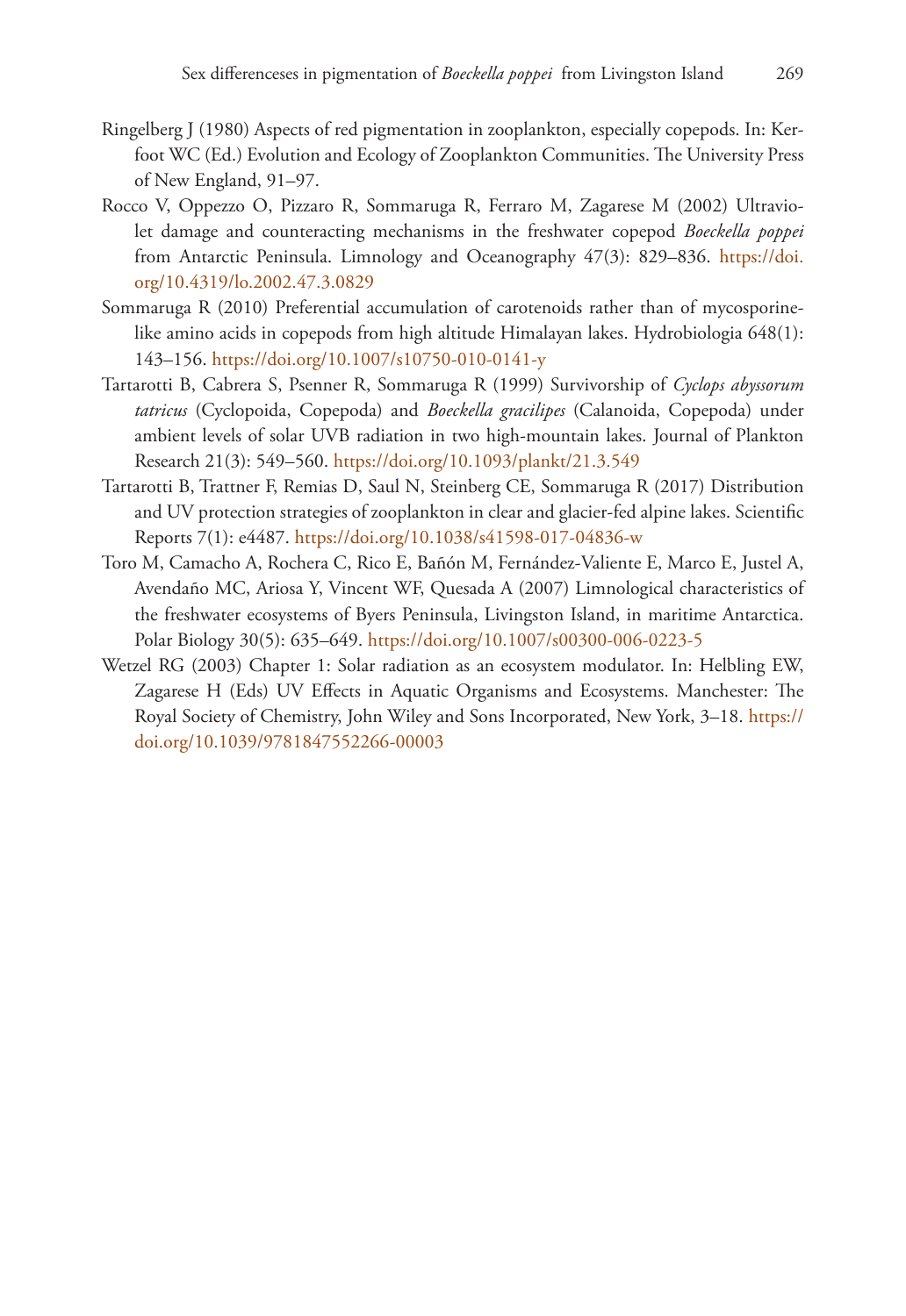Ringelberg J (1980) Aspects of red pigmentation in zooplankton, especially copepods. In: Kerfoot WC (Ed.) Evolution and Ecology of Zooplankton Communities. The University Press of New England, 91–97.

Rocco V, Oppezzo O, Pizzaro R, Sommaruga R, Ferraro M, Zagarese M (2002) Ultraviolet damage and counteracting mechanisms in the freshwater copepod *Boeckella poppei* from Antarctic Peninsula. Limnology and Oceanography 47(3): 829–836. https://doi.org/10.4319/lo.2002.47.3.0829

Sommaruga R (2010) Preferential accumulation of carotenoids rather than of mycosporine-like amino acids in copepods from high altitude Himalayan lakes. Hydrobiologia 648(1): 143–156. https://doi.org/10.1007/s10750-010-0141-y

Tartarotti B, Cabrera S, Psenner R, Sommaruga R (1999) Survivorship of *Cyclops abyssorum tatricus* (Cyclopoida, Copepoda) and *Boeckella gracilipes* (Calanoida, Copepoda) under ambient levels of solar UVB radiation in two high-mountain lakes. Journal of Plankton Research 21(3): 549–560. https://doi.org/10.1093/plankt/21.3.549

Tartarotti B, Trattner F, Remias D, Saul N, Steinberg CE, Sommaruga R (2017) Distribution and UV protection strategies of zooplankton in clear and glacier-fed alpine lakes. Scientific Reports 7(1): e4487. https://doi.org/10.1038/s41598-017-04836-w

Toro M, Camacho A, Rochera C, Rico E, Bañón M, Fernández-Valiente E, Marco E, Justel A, Avendaño MC, Ariosa Y, Vincent WF, Quesada A (2007) Limnological characteristics of the freshwater ecosystems of Byers Peninsula, Livingston Island, in maritime Antarctica. Polar Biology 30(5): 635–649. https://doi.org/10.1007/s00300-006-0223-5

Wetzel RG (2003) Chapter 1: Solar radiation as an ecosystem modulator. In: Helbling EW, Zagarese H (Eds) UV Effects in Aquatic Organisms and Ecosystems. Manchester: The Royal Society of Chemistry, John Wiley and Sons Incorporated, New York, 3–18. https://doi.org/10.1039/9781847552266-00003